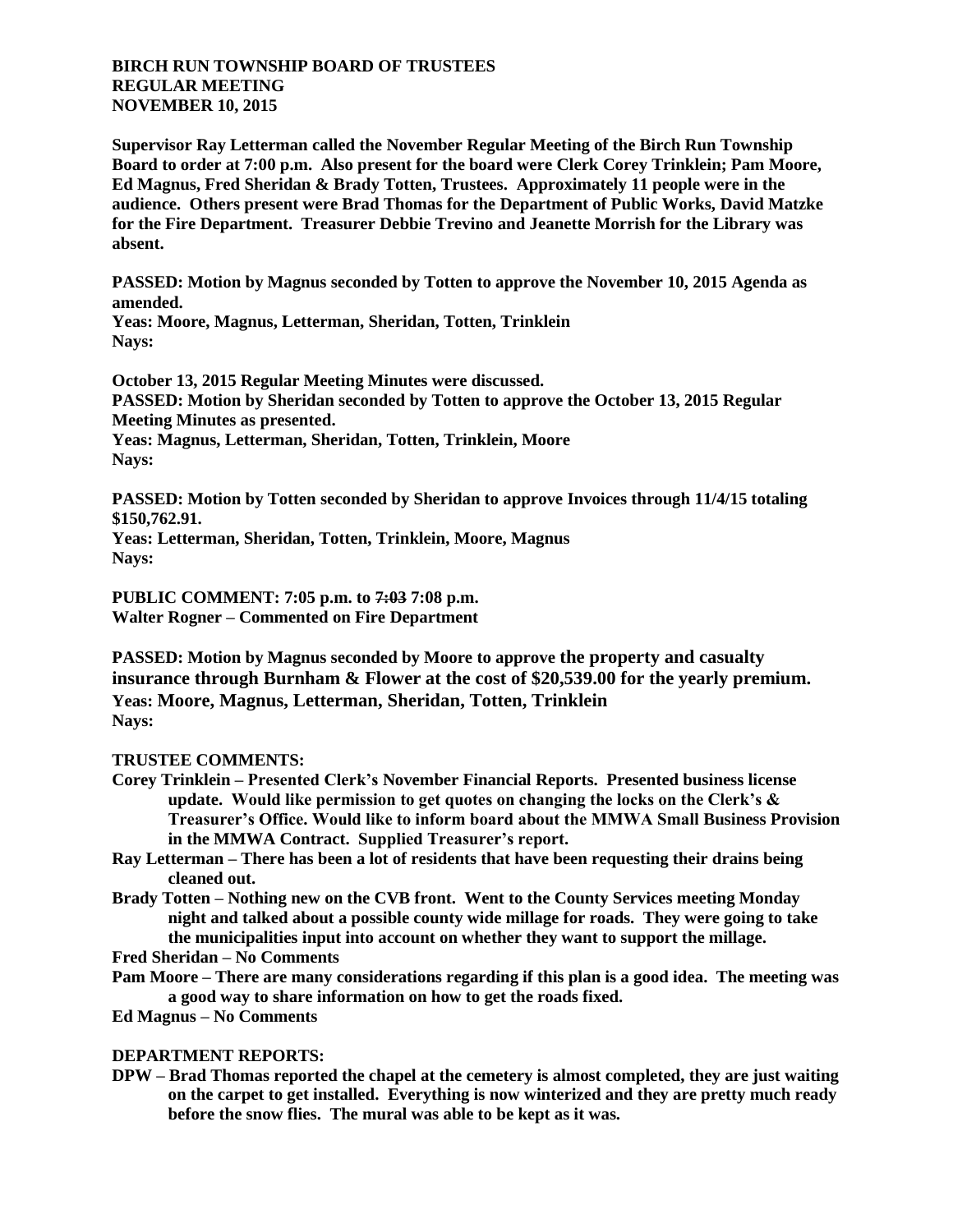**BIRCH RUN TOWNSHIP BOARD OF TRUSTEES**
**REGULAR MEETING**
**NOVEMBER 10, 2015**

**Supervisor Ray Letterman called the November Regular Meeting of the Birch Run Township Board to order at 7:00 p.m. Also present for the board were Clerk Corey Trinklein; Pam Moore, Ed Magnus, Fred Sheridan & Brady Totten, Trustees. Approximately 11 people were in the audience. Others present were Brad Thomas for the Department of Public Works, David Matzke for the Fire Department. Treasurer Debbie Trevino and Jeanette Morrish for the Library was absent.**

**PASSED: Motion by Magnus seconded by Totten to approve the November 10, 2015 Agenda as amended.**
**Yeas: Moore, Magnus, Letterman, Sheridan, Totten, Trinklein**
**Nays:**

**October 13, 2015 Regular Meeting Minutes were discussed.**
**PASSED: Motion by Sheridan seconded by Totten to approve the October 13, 2015 Regular Meeting Minutes as presented.**
**Yeas: Magnus, Letterman, Sheridan, Totten, Trinklein, Moore**
**Nays:**

**PASSED: Motion by Totten seconded by Sheridan to approve Invoices through 11/4/15 totaling $150,762.91.**
**Yeas: Letterman, Sheridan, Totten, Trinklein, Moore, Magnus**
**Nays:**

**PUBLIC COMMENT: 7:05 p.m. to ~~7:03~~ 7:08 p.m.**
**Walter Rogner – Commented on Fire Department**

**PASSED: Motion by Magnus seconded by Moore to approve the property and casualty insurance through Burnham & Flower at the cost of $20,539.00 for the yearly premium.**
**Yeas: Moore, Magnus, Letterman, Sheridan, Totten, Trinklein**
**Nays:**

**TRUSTEE COMMENTS:**

- **Corey Trinklein – Presented Clerk's November Financial Reports. Presented business license update. Would like permission to get quotes on changing the locks on the Clerk's & Treasurer's Office. Would like to inform board about the MMWA Small Business Provision in the MMWA Contract. Supplied Treasurer's report.**
- **Ray Letterman – There has been a lot of residents that have been requesting their drains being cleaned out.**
- **Brady Totten – Nothing new on the CVB front. Went to the County Services meeting Monday night and talked about a possible county wide millage for roads. They were going to take the municipalities input into account on whether they want to support the millage.**
- **Fred Sheridan – No Comments**
- **Pam Moore – There are many considerations regarding if this plan is a good idea. The meeting was a good way to share information on how to get the roads fixed.**
- **Ed Magnus – No Comments**

**DEPARTMENT REPORTS:**

- **DPW – Brad Thomas reported the chapel at the cemetery is almost completed, they are just waiting on the carpet to get installed. Everything is now winterized and they are pretty much ready before the snow flies. The mural was able to be kept as it was.**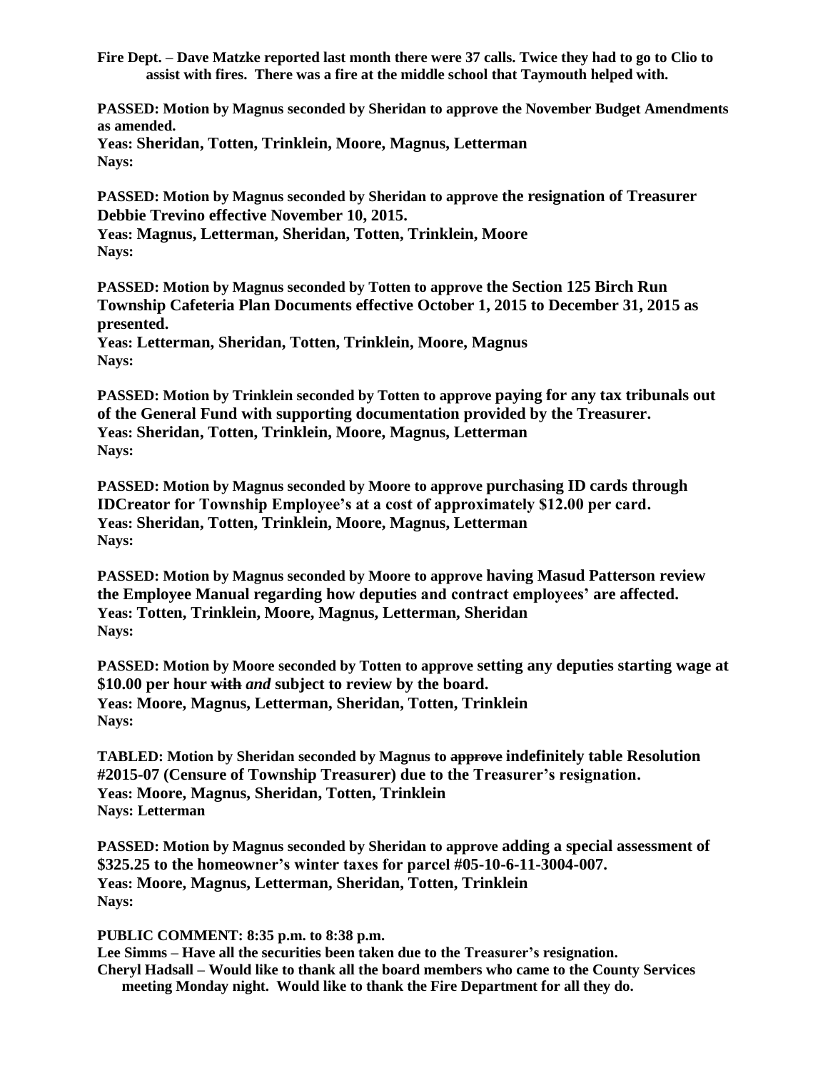**Fire Dept. – Dave Matzke reported last month there were 37 calls. Twice they had to go to Clio to assist with fires. There was a fire at the middle school that Taymouth helped with.**

**PASSED: Motion by Magnus seconded by Sheridan to approve the November Budget Amendments as amended.**
**Yeas: Sheridan, Totten, Trinklein, Moore, Magnus, Letterman**
**Nays:**

**PASSED: Motion by Magnus seconded by Sheridan to approve the resignation of Treasurer Debbie Trevino effective November 10, 2015.**
**Yeas: Magnus, Letterman, Sheridan, Totten, Trinklein, Moore**
**Nays:**

**PASSED: Motion by Magnus seconded by Totten to approve the Section 125 Birch Run Township Cafeteria Plan Documents effective October 1, 2015 to December 31, 2015 as presented.**
**Yeas: Letterman, Sheridan, Totten, Trinklein, Moore, Magnus**
**Nays:**

**PASSED: Motion by Trinklein seconded by Totten to approve paying for any tax tribunals out of the General Fund with supporting documentation provided by the Treasurer.**
**Yeas: Sheridan, Totten, Trinklein, Moore, Magnus, Letterman**
**Nays:**

**PASSED: Motion by Magnus seconded by Moore to approve purchasing ID cards through IDCreator for Township Employee's at a cost of approximately $12.00 per card.**
**Yeas: Sheridan, Totten, Trinklein, Moore, Magnus, Letterman**
**Nays:**

**PASSED: Motion by Magnus seconded by Moore to approve having Masud Patterson review the Employee Manual regarding how deputies and contract employees' are affected.**
**Yeas: Totten, Trinklein, Moore, Magnus, Letterman, Sheridan**
**Nays:**

**PASSED: Motion by Moore seconded by Totten to approve setting any deputies starting wage at $10.00 per hour ~~with~~ *and* subject to review by the board.**
**Yeas: Moore, Magnus, Letterman, Sheridan, Totten, Trinklein**
**Nays:**

**TABLED: Motion by Sheridan seconded by Magnus to ~~approve~~ indefinitely table Resolution #2015-07 (Censure of Township Treasurer) due to the Treasurer's resignation.**
**Yeas: Moore, Magnus, Sheridan, Totten, Trinklein**
**Nays: Letterman**

**PASSED: Motion by Magnus seconded by Sheridan to approve adding a special assessment of $325.25 to the homeowner's winter taxes for parcel #05-10-6-11-3004-007.**
**Yeas: Moore, Magnus, Letterman, Sheridan, Totten, Trinklein**
**Nays:**

**PUBLIC COMMENT: 8:35 p.m. to 8:38 p.m.**
**Lee Simms – Have all the securities been taken due to the Treasurer's resignation.**
**Cheryl Hadsall – Would like to thank all the board members who came to the County Services meeting Monday night. Would like to thank the Fire Department for all they do.**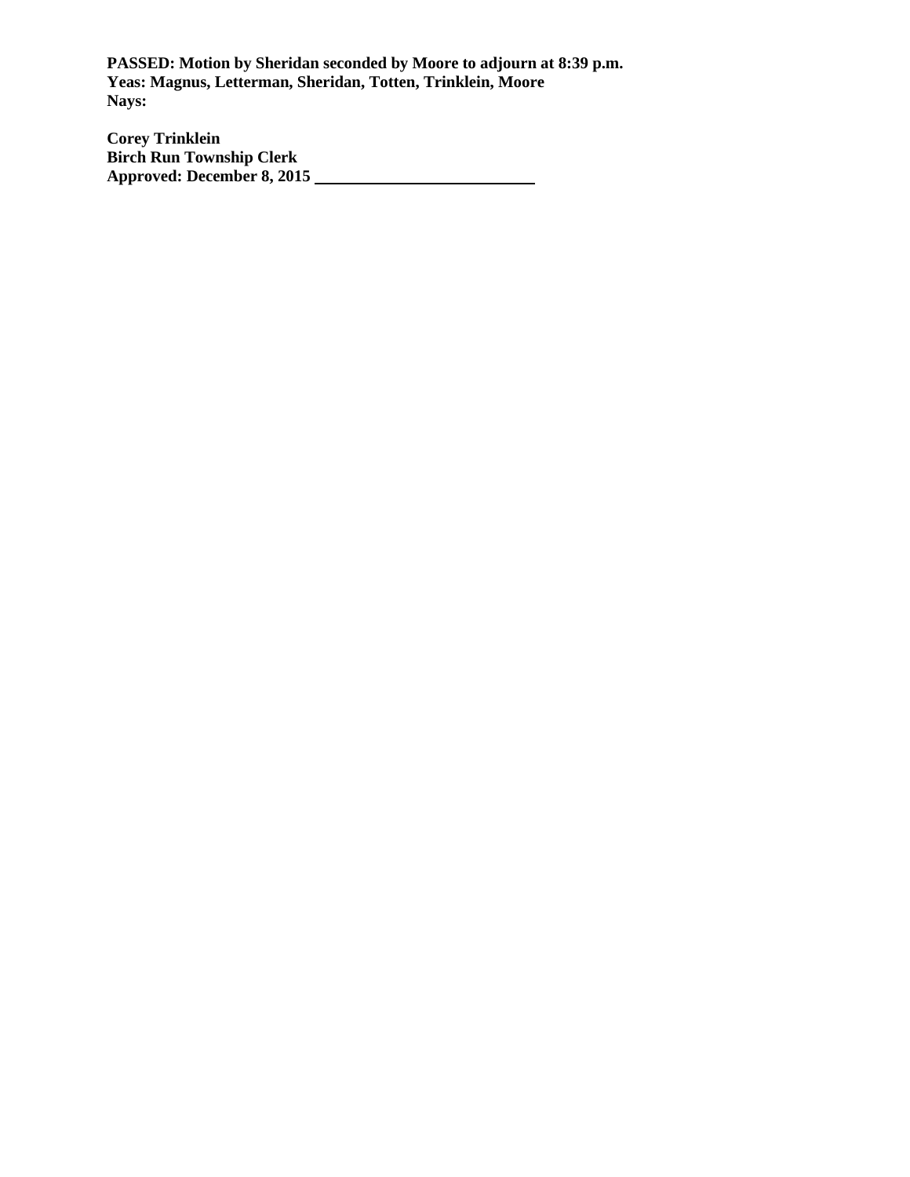**PASSED: Motion by Sheridan seconded by Moore to adjourn at 8:39 p.m.**
**Yeas: Magnus, Letterman, Sheridan, Totten, Trinklein, Moore**
**Nays:**

**Corey Trinklein**
**Birch Run Township Clerk**
**Approved: December 8, 2015** ___________________________